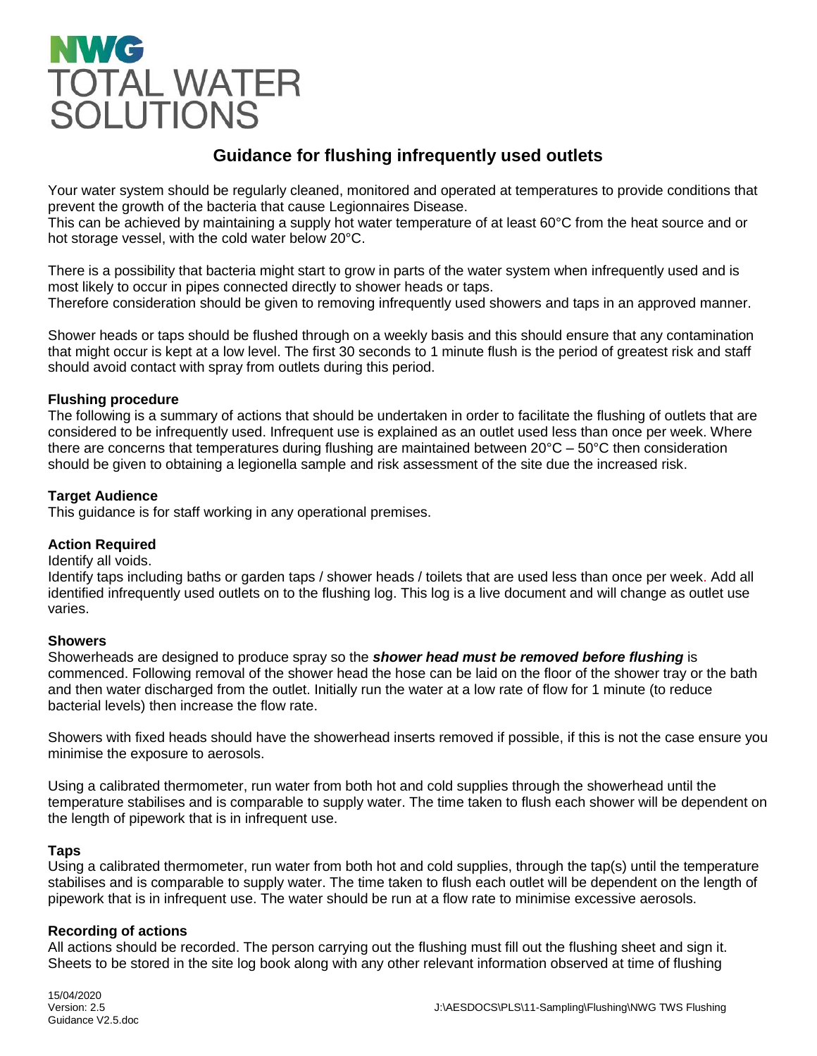# NWG TOTAL WATER SOLUTIONS

## Guidance for flushing infrequently used outlets

Your water system should be regularly cleaned, monitored and operated at temperatures to provide conditions that prevent the growth of the bacteria that cause Legionnaires Disease.
This can be achieved by maintaining a supply hot water temperature of at least 60°C from the heat source and or hot storage vessel, with the cold water below 20°C.

There is a possibility that bacteria might start to grow in parts of the water system when infrequently used and is most likely to occur in pipes connected directly to shower heads or taps.
Therefore consideration should be given to removing infrequently used showers and taps in an approved manner.

Shower heads or taps should be flushed through on a weekly basis and this should ensure that any contamination that might occur is kept at a low level. The first 30 seconds to 1 minute flush is the period of greatest risk and staff should avoid contact with spray from outlets during this period.

**Flushing procedure**
The following is a summary of actions that should be undertaken in order to facilitate the flushing of outlets that are considered to be infrequently used. Infrequent use is explained as an outlet used less than once per week. Where there are concerns that temperatures during flushing are maintained between 20°C – 50°C then consideration should be given to obtaining a legionella sample and risk assessment of the site due the increased risk.

**Target Audience**
This guidance is for staff working in any operational premises.

**Action Required**
Identify all voids.
Identify taps including baths or garden taps / shower heads / toilets that are used less than once per week. Add all identified infrequently used outlets on to the flushing log. This log is a live document and will change as outlet use varies.

**Showers**
Showerheads are designed to produce spray so the ***shower head must be removed before flushing*** is commenced. Following removal of the shower head the hose can be laid on the floor of the shower tray or the bath and then water discharged from the outlet. Initially run the water at a low rate of flow for 1 minute (to reduce bacterial levels) then increase the flow rate.

Showers with fixed heads should have the showerhead inserts removed if possible, if this is not the case ensure you minimise the exposure to aerosols.

Using a calibrated thermometer, run water from both hot and cold supplies through the showerhead until the temperature stabilises and is comparable to supply water. The time taken to flush each shower will be dependent on the length of pipework that is in infrequent use.

**Taps**
Using a calibrated thermometer, run water from both hot and cold supplies, through the tap(s) until the temperature stabilises and is comparable to supply water. The time taken to flush each outlet will be dependent on the length of pipework that is in infrequent use. The water should be run at a flow rate to minimise excessive aerosols.

**Recording of actions**
All actions should be recorded. The person carrying out the flushing must fill out the flushing sheet and sign it. Sheets to be stored in the site log book along with any other relevant information observed at time of flushing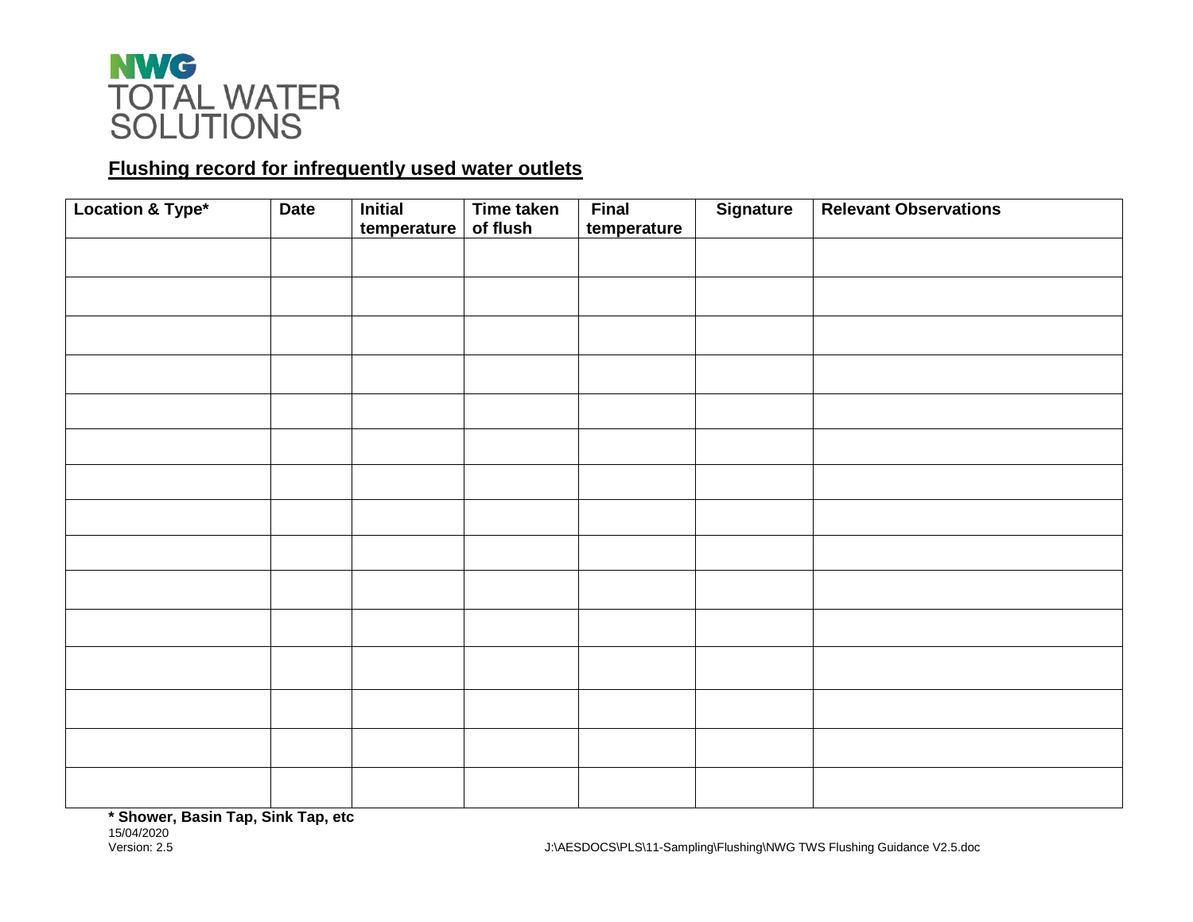NWG
TOTAL WATER
SOLUTIONS

## Flushing record for infrequently used water outlets

| Location & Type* | Date | Initial temperature | Time taken of flush | Final temperature | Signature | Relevant Observations |
|---|---|---|---|---|---|---|
| | | | | | | |
| | | | | | | |
| | | | | | | |
| | | | | | | |
| | | | | | | |
| | | | | | | |
| | | | | | | |
| | | | | | | |
| | | | | | | |
| | | | | | | |
| | | | | | | |
| | | | | | | |
| | | | | | | |
| | | | | | | |
| | | | | | | |

**\* Shower, Basin Tap, Sink Tap, etc**

15/04/2020
Version: 2.5

J:\AESDOCS\PLS\11-Sampling\Flushing\NWG TWS Flushing Guidance V2.5.doc